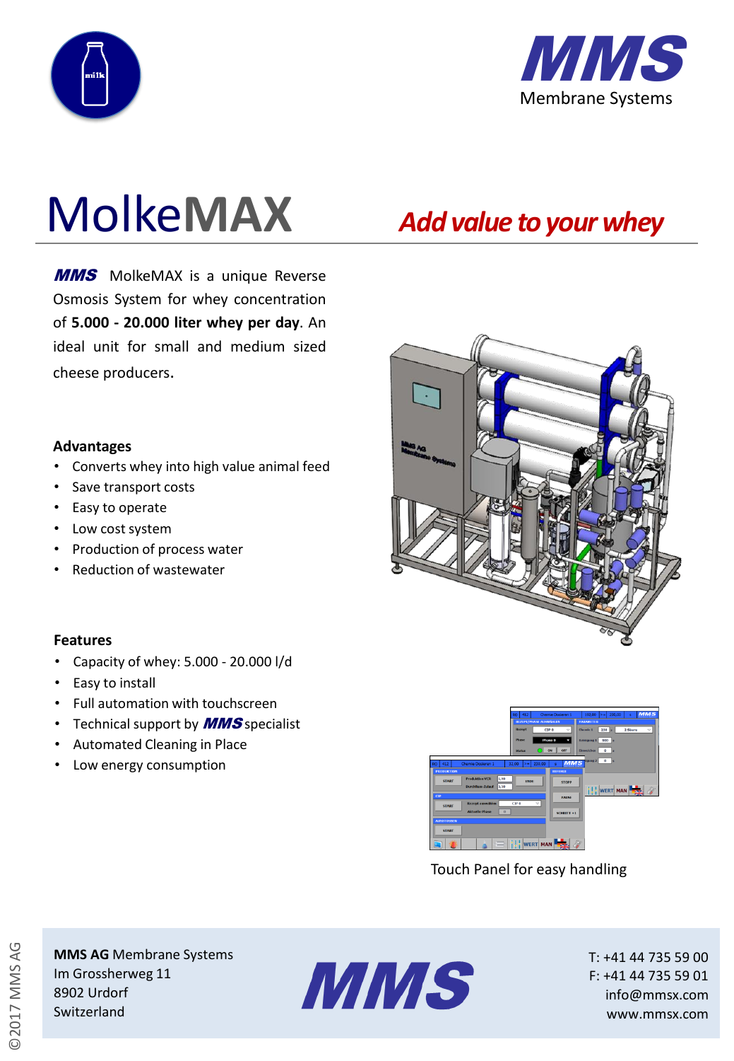# MolkeMAX

***Add value to your whey***

***MMS*** MolkeMAX is a unique Reverse Osmosis System for whey concentration of **5.000 - 20.000 liter whey per day**. An ideal unit for small and medium sized cheese producers.

## Advantages

- Converts whey into high value animal feed
- Save transport costs
- Easy to operate
- Low cost system
- Production of process water
- Reduction of wastewater

## Features

- Capacity of whey: 5.000 - 20.000 l/d
- Easy to install
- Full automation with touchscreen
- Technical support by ***MMS*** specialist
- Automated Cleaning in Place
- Low energy consumption

Touch Panel for easy handling

**MMS AG** Membrane Systems
Im Grossherweg 11
8902 Urdorf
Switzerland

T: +41 44 735 59 00
F: +41 44 735 59 01
info@mmsx.com
www.mmsx.com

©2017 MMS AG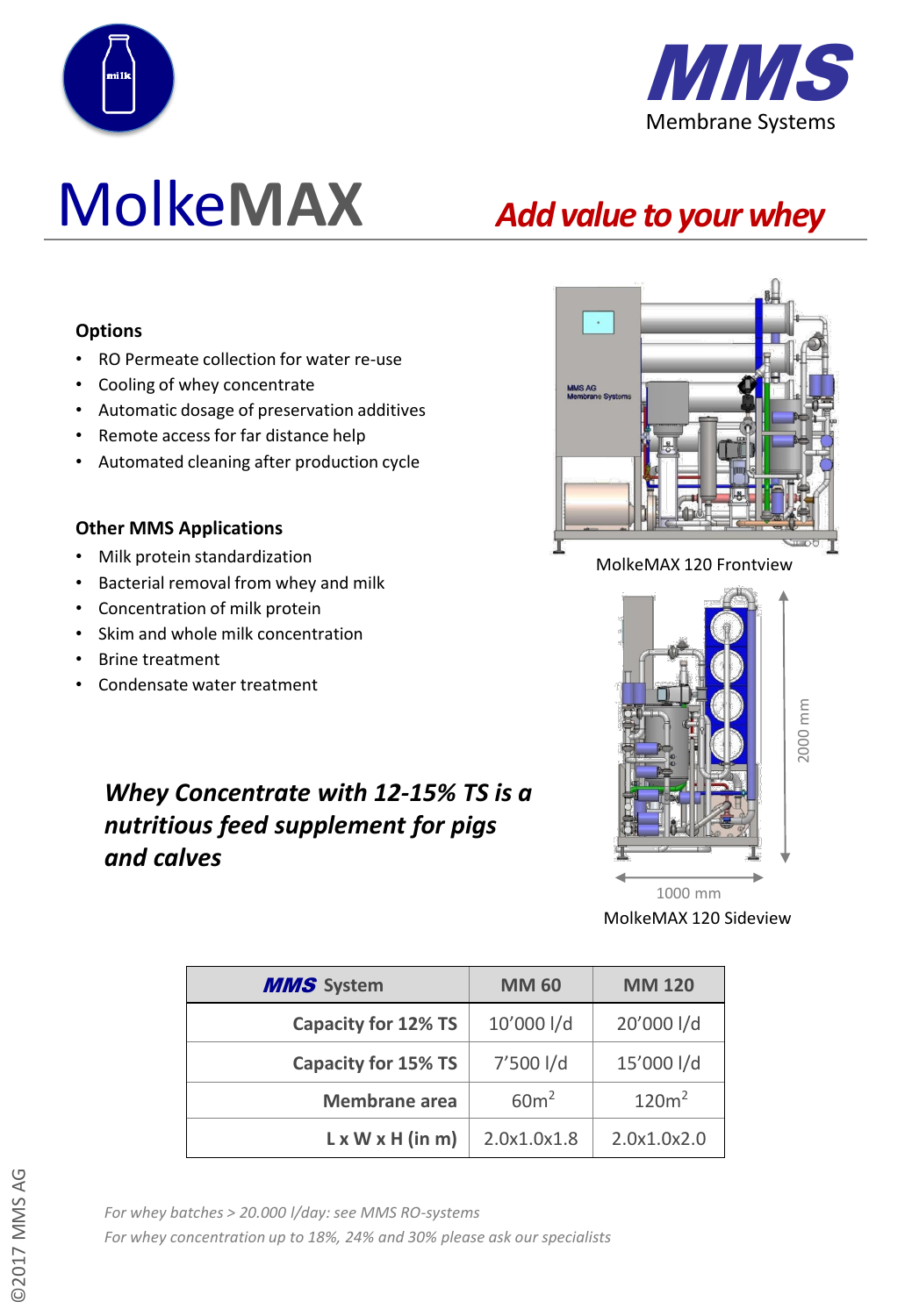# MolkeMAX

*Add value to your whey*

MMS Membrane Systems

### Options

- RO Permeate collection for water re-use
- Cooling of whey concentrate
- Automatic dosage of preservation additives
- Remote access for far distance help
- Automated cleaning after production cycle

### Other MMS Applications

- Milk protein standardization
- Bacterial removal from whey and milk
- Concentration of milk protein
- Skim and whole milk concentration
- Brine treatment
- Condensate water treatment

MolkeMAX 120 Frontview

2000 mm

1000 mm

MolkeMAX 120 Sideview

***Whey Concentrate with 12-15% TS is a nutritious feed supplement for pigs and calves***

| MMS System | MM 60 | MM 120 |
|---|---|---|
| Capacity for 12% TS | 10'000 l/d | 20'000 l/d |
| Capacity for 15% TS | 7'500 l/d | 15'000 l/d |
| Membrane area | 60m$^2$ | 120m$^2$ |
| L x W x H (in m) | 2.0x1.0x1.8 | 2.0x1.0x2.0 |

*For whey batches > 20.000 l/day: see MMS RO-systems*

*For whey concentration up to 18%, 24% and 30% please ask our specialists*

©2017 MMS AG